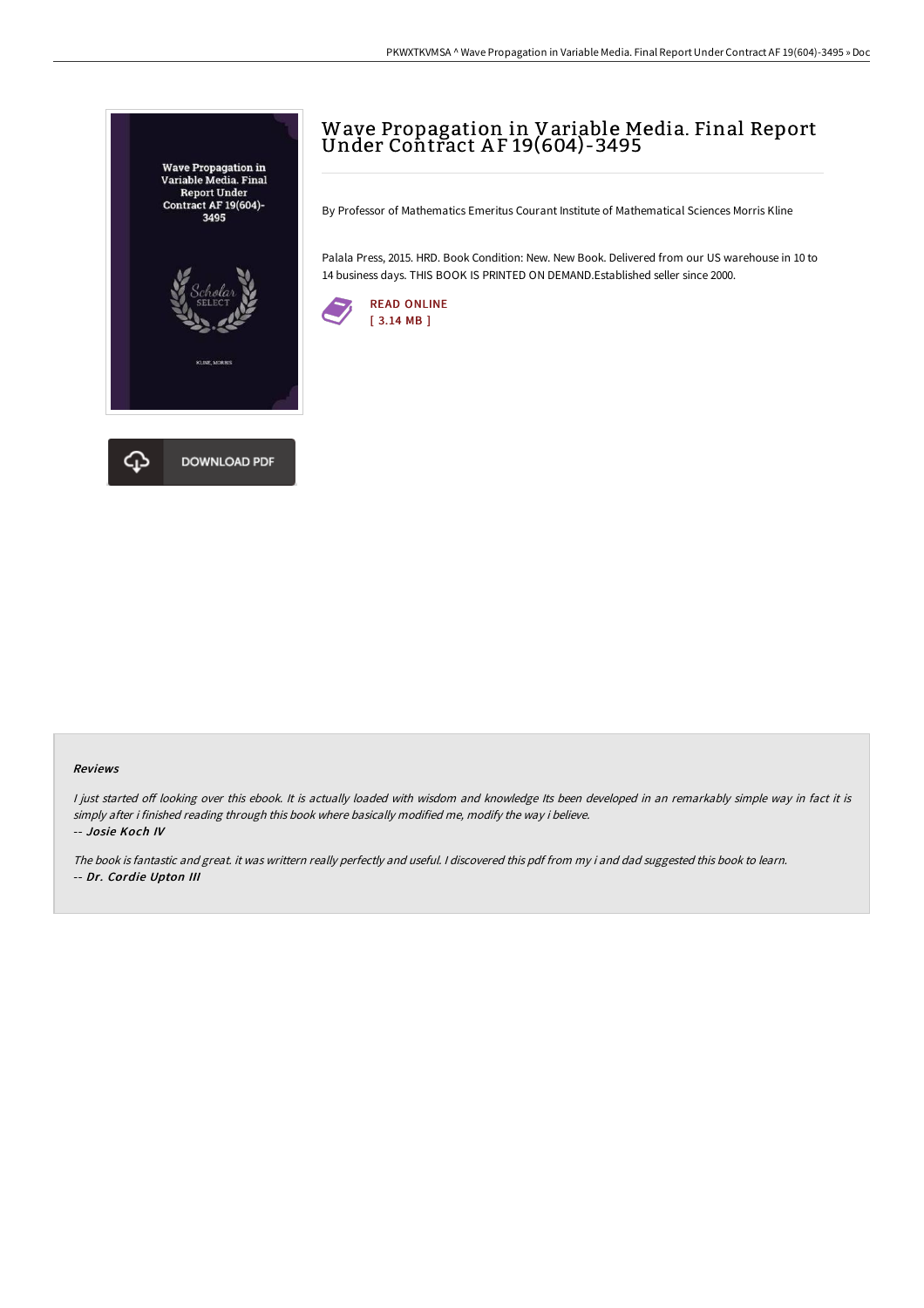# Wave Propagation in Variable Media. Final Report Under Contract AF 19(604)-3495

By Professor of Mathematics Emeritus Courant Institute of Mathematical Sciences Morris Kline

Palala Press, 2015. HRD. Book Condition: New. New Book. Delivered from our US warehouse in 10 to 14 business days. THIS BOOK IS PRINTED ON DEMAND.Established seller since 2000.

READ ONLINE
[ 3.14 MB ]

DOWNLOAD PDF

#### Reviews

*I just started off looking over this ebook. It is actually loaded with wisdom and knowledge Its been developed in an remarkably simple way in fact it is simply after i finished reading through this book where basically modified me, modify the way i believe.*
*-- Josie Koch IV*

*The book is fantastic and great. it was writtern really perfectly and useful. I discovered this pdf from my i and dad suggested this book to learn.*
*-- Dr. Cordie Upton III*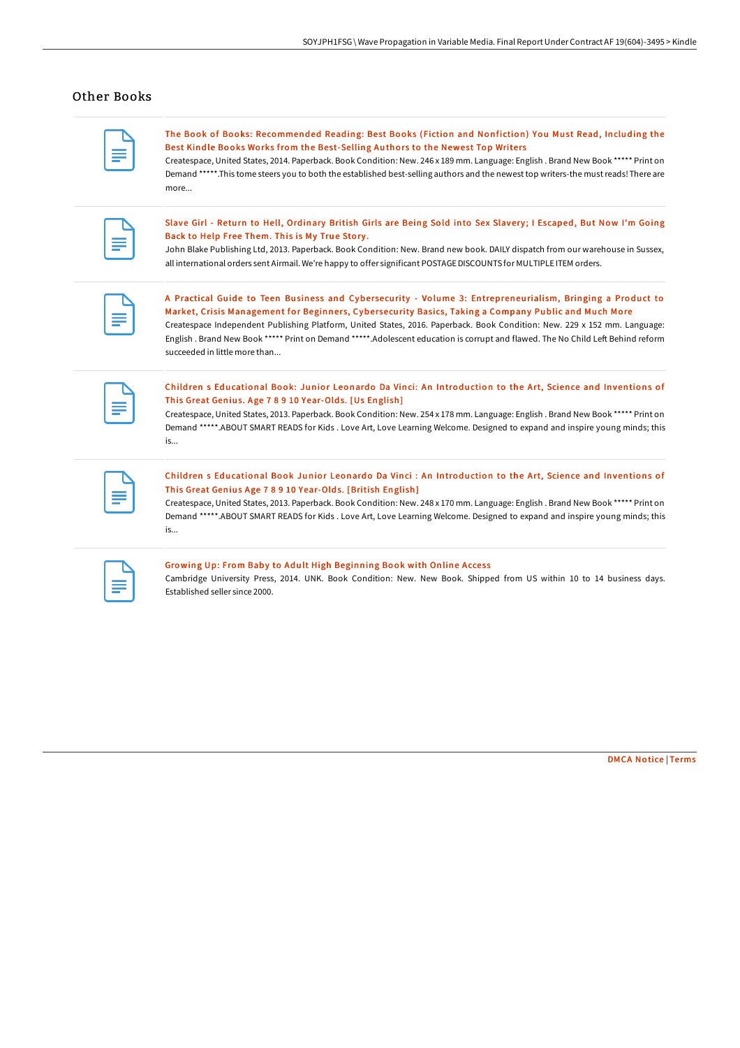## Other Books

**The Book of Books: Recommended Reading: Best Books (Fiction and Nonfiction) You Must Read, Including the Best Kindle Books Works from the Best-Selling Authors to the Newest Top Writers**

Createspace, United States, 2014. Paperback. Book Condition: New. 246 x 189 mm. Language: English . Brand New Book ***** Print on Demand *****.This tome steers you to both the established best-selling authors and the newest top writers-the must reads! There are more...

**Slave Girl - Return to Hell, Ordinary British Girls are Being Sold into Sex Slavery; I Escaped, But Now I'm Going Back to Help Free Them. This is My True Story.**

John Blake Publishing Ltd, 2013. Paperback. Book Condition: New. Brand new book. DAILY dispatch from our warehouse in Sussex, all international orders sent Airmail. We're happy to offer significant POSTAGE DISCOUNTS for MULTIPLE ITEM orders.

**A Practical Guide to Teen Business and Cybersecurity - Volume 3: Entrepreneurialism, Bringing a Product to Market, Crisis Management for Beginners, Cybersecurity Basics, Taking a Company Public and Much More**

Createspace Independent Publishing Platform, United States, 2016. Paperback. Book Condition: New. 229 x 152 mm. Language: English . Brand New Book ***** Print on Demand *****.Adolescent education is corrupt and flawed. The No Child Left Behind reform succeeded in little more than...

**Children s Educational Book: Junior Leonardo Da Vinci: An Introduction to the Art, Science and Inventions of This Great Genius. Age 7 8 9 10 Year-Olds. [Us English]**

Createspace, United States, 2013. Paperback. Book Condition: New. 254 x 178 mm. Language: English . Brand New Book ***** Print on Demand *****.ABOUT SMART READS for Kids . Love Art, Love Learning Welcome. Designed to expand and inspire young minds; this is...

**Children s Educational Book Junior Leonardo Da Vinci : An Introduction to the Art, Science and Inventions of This Great Genius Age 7 8 9 10 Year-Olds. [British English]**

Createspace, United States, 2013. Paperback. Book Condition: New. 248 x 170 mm. Language: English . Brand New Book ***** Print on Demand *****.ABOUT SMART READS for Kids . Love Art, Love Learning Welcome. Designed to expand and inspire young minds; this is...

**Growing Up: From Baby to Adult High Beginning Book with Online Access**

Cambridge University Press, 2014. UNK. Book Condition: New. New Book. Shipped from US within 10 to 14 business days. Established seller since 2000.